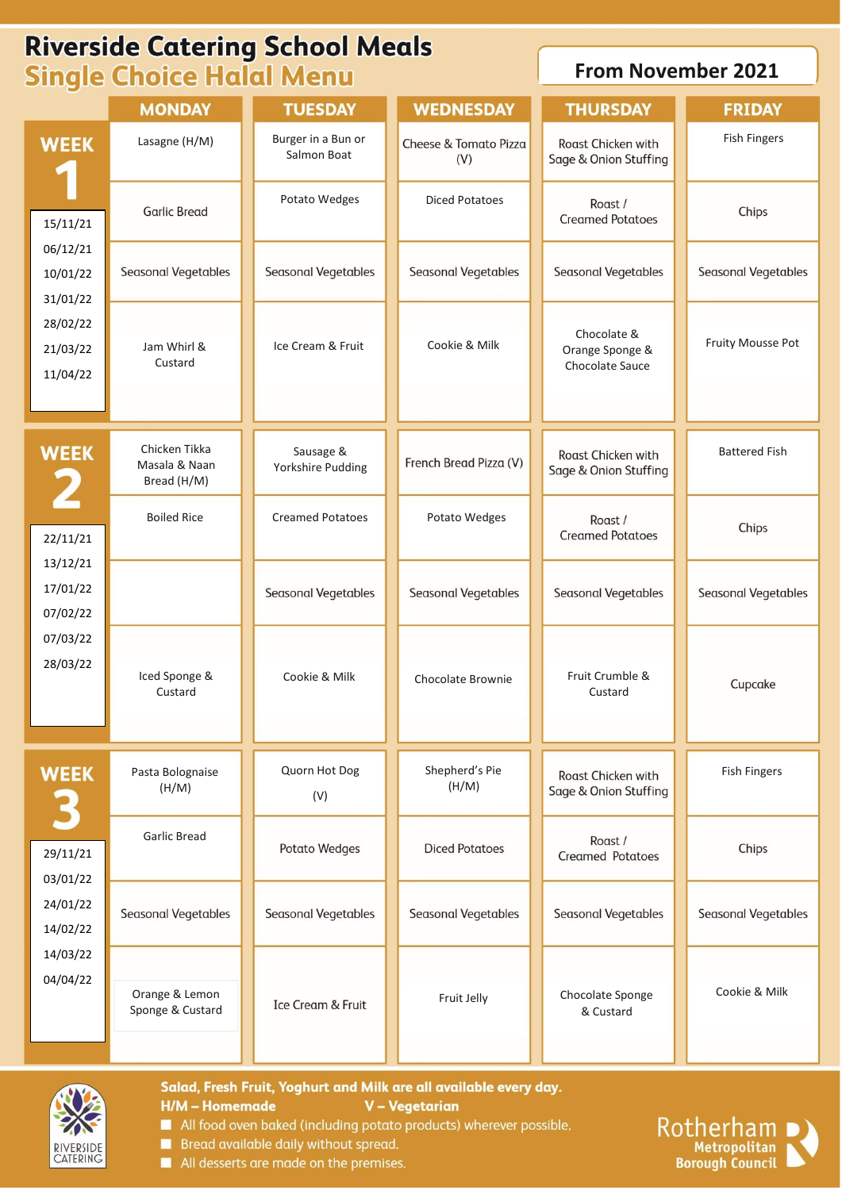# Riverside Catering School Meals

## Single Choice Halal Menu

**From November 2021**

| | MONDAY | TUESDAY | WEDNESDAY | THURSDAY | FRIDAY |
|---|---|---|---|---|---|
| **WEEK 1** | Lasagne (H/M) | Burger in a Bun or Salmon Boat | Cheese & Tomato Pizza (V) | Roast Chicken with Sage & Onion Stuffing | Fish Fingers |
| 15/11/21 06/12/21 10/01/22 31/01/22 28/02/22 21/03/22 11/04/22 | Garlic Bread | Potato Wedges | Diced Potatoes | Roast / Creamed Potatoes | Chips |
| | Seasonal Vegetables | Seasonal Vegetables | Seasonal Vegetables | Seasonal Vegetables | Seasonal Vegetables |
| | Jam Whirl & Custard | Ice Cream & Fruit | Cookie & Milk | Chocolate & Orange Sponge & Chocolate Sauce | Fruity Mousse Pot |
| **WEEK 2** | Chicken Tikka Masala & Naan Bread (H/M) | Sausage & Yorkshire Pudding | French Bread Pizza (V) | Roast Chicken with Sage & Onion Stuffing | Battered Fish |
| 22/11/21 13/12/21 17/01/22 07/02/22 07/03/22 28/03/22 | Boiled Rice | Creamed Potatoes | Potato Wedges | Roast / Creamed Potatoes | Chips |
| | | Seasonal Vegetables | Seasonal Vegetables | Seasonal Vegetables | Seasonal Vegetables |
| | Iced Sponge & Custard | Cookie & Milk | Chocolate Brownie | Fruit Crumble & Custard | Cupcake |
| **WEEK 3** | Pasta Bolognaise (H/M) | Quorn Hot Dog (V) | Shepherd's Pie (H/M) | Roast Chicken with Sage & Onion Stuffing | Fish Fingers |
| 29/11/21 03/01/22 24/01/22 14/02/22 14/03/22 04/04/22 | Garlic Bread | Potato Wedges | Diced Potatoes | Roast / Creamed Potatoes | Chips |
| | Seasonal Vegetables | Seasonal Vegetables | Seasonal Vegetables | Seasonal Vegetables | Seasonal Vegetables |
| | Orange & Lemon Sponge & Custard | Ice Cream & Fruit | Fruit Jelly | Chocolate Sponge & Custard | Cookie & Milk |

**Salad, Fresh Fruit, Yoghurt and Milk are all available every day.**

**H/M – Homemade** **V – Vegetarian**

- All food oven baked (including potato products) wherever possible.
- Bread available daily without spread.
- All desserts are made on the premises.

RIVERSIDE CATERING

Rotherham Metropolitan Borough Council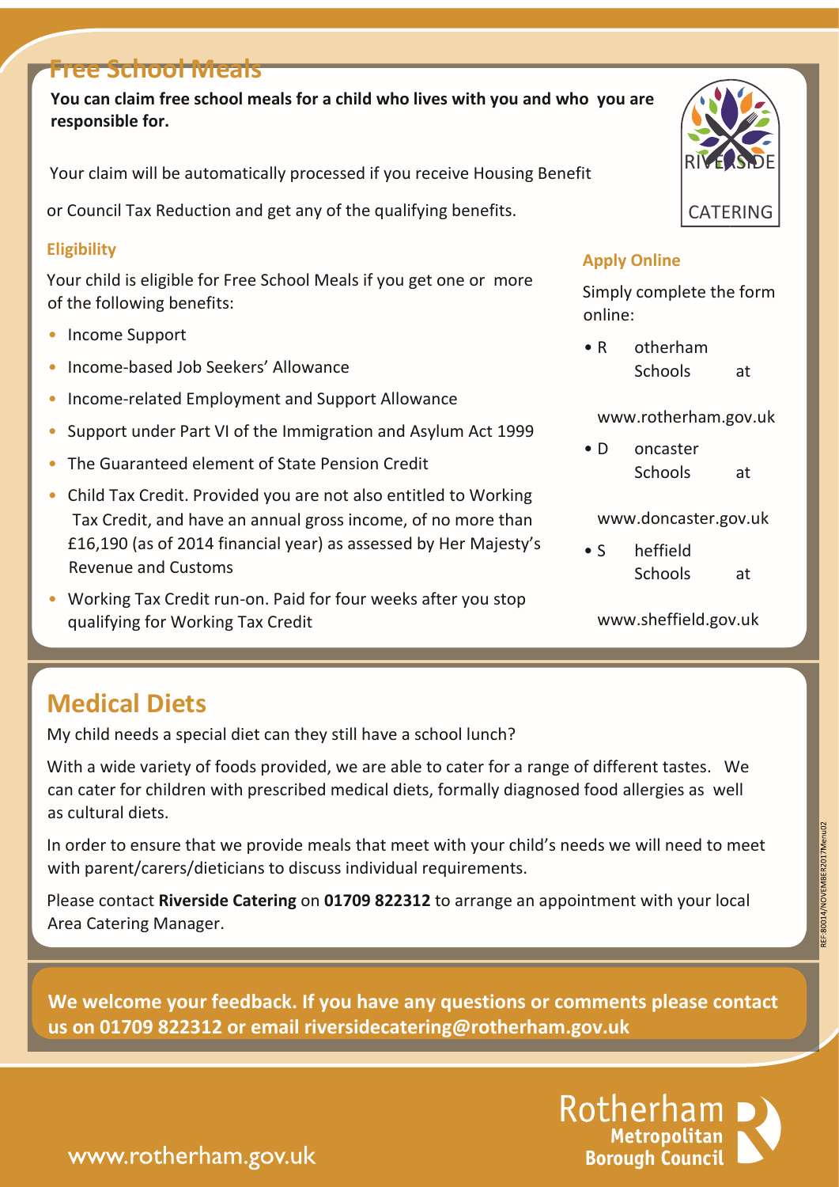# Free School Meals

**You can claim free school meals for a child who lives with you and who you are responsible for.**

Your claim will be automatically processed if you receive Housing Benefit or Council Tax Reduction and get any of the qualifying benefits.

### Eligibility

Your child is eligible for Free School Meals if you get one or more of the following benefits:

- Income Support
- Income-based Job Seekers' Allowance
- Income-related Employment and Support Allowance
- Support under Part VI of the Immigration and Asylum Act 1999
- The Guaranteed element of State Pension Credit
- Child Tax Credit. Provided you are not also entitled to Working Tax Credit, and have an annual gross income, of no more than £16,190 (as of 2014 financial year) as assessed by Her Majesty's Revenue and Customs
- Working Tax Credit run-on. Paid for four weeks after you stop qualifying for Working Tax Credit

### Apply Online

Simply complete the form online:

- Rotherham Schools at www.rotherham.gov.uk
- Doncaster Schools at www.doncaster.gov.uk
- Sheffield Schools at www.sheffield.gov.uk

RIVERSIDE CATERING

# Medical Diets

My child needs a special diet can they still have a school lunch?

With a wide variety of foods provided, we are able to cater for a range of different tastes. We can cater for children with prescribed medical diets, formally diagnosed food allergies as well as cultural diets.

In order to ensure that we provide meals that meet with your child's needs we will need to meet with parent/carers/dieticians to discuss individual requirements.

Please contact **Riverside Catering** on **01709 822312** to arrange an appointment with your local Area Catering Manager.

**We welcome your feedback. If you have any questions or comments please contact us on 01709 822312 or email riversidecatering@rotherham.gov.uk**

REF:80014/NOVEMBER2017Menu02

www.rotherham.gov.uk

Rotherham Metropolitan Borough Council